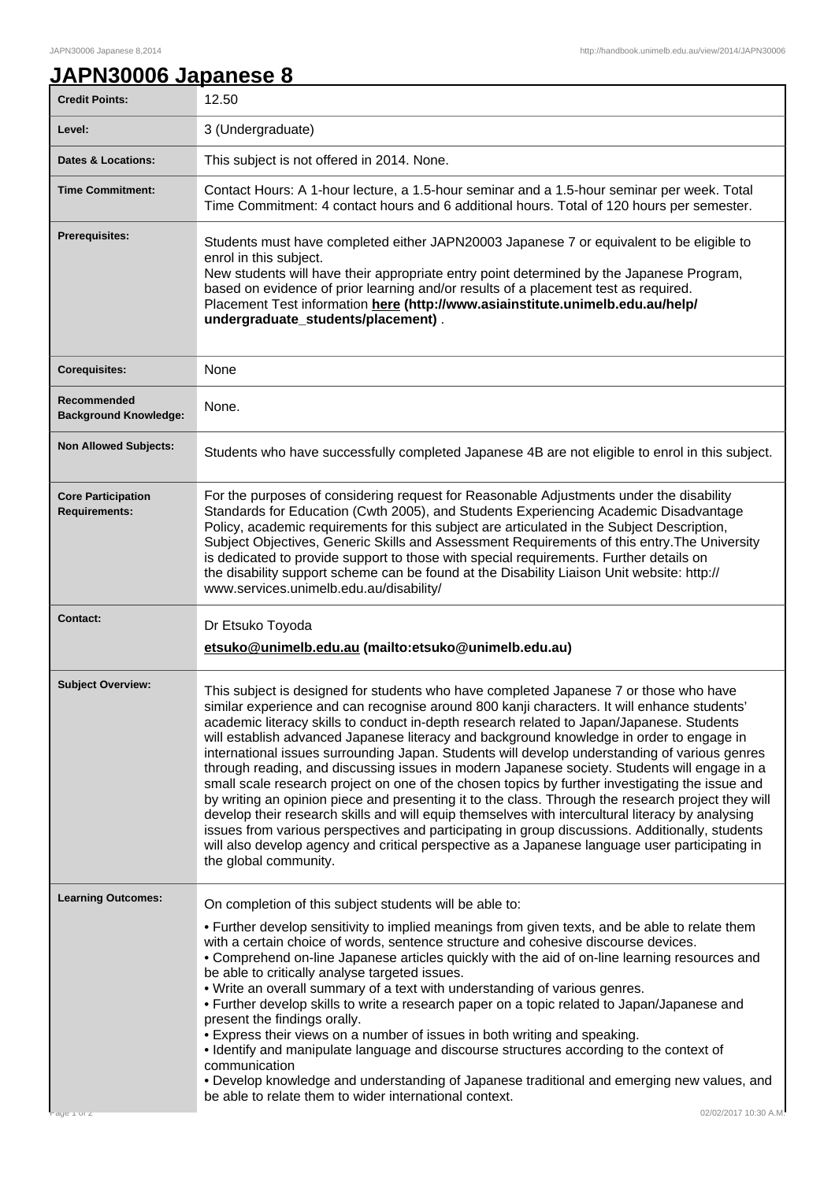# JAPN30006 Japanese 8

| | |
|---|---|
| **Credit Points:** | 12.50 |
| **Level:** | 3 (Undergraduate) |
| **Dates & Locations:** | This subject is not offered in 2014. None. |
| **Time Commitment:** | Contact Hours: A 1-hour lecture, a 1.5-hour seminar and a 1.5-hour seminar per week. Total Time Commitment: 4 contact hours and 6 additional hours. Total of 120 hours per semester. |
| **Prerequisites:** | Students must have completed either JAPN20003 Japanese 7 or equivalent to be eligible to enrol in this subject.<br>New students will have their appropriate entry point determined by the Japanese Program, based on evidence of prior learning and/or results of a placement test as required.<br>Placement Test information **here (http://www.asiainstitute.unimelb.edu.au/help/undergraduate_students/placement)** . |
| **Corequisites:** | None |
| **Recommended Background Knowledge:** | None. |
| **Non Allowed Subjects:** | Students who have successfully completed Japanese 4B are not eligible to enrol in this subject. |
| **Core Participation Requirements:** | For the purposes of considering request for Reasonable Adjustments under the disability Standards for Education (Cwth 2005), and Students Experiencing Academic Disadvantage Policy, academic requirements for this subject are articulated in the Subject Description, Subject Objectives, Generic Skills and Assessment Requirements of this entry.The University is dedicated to provide support to those with special requirements. Further details on the disability support scheme can be found at the Disability Liaison Unit website: http://www.services.unimelb.edu.au/disability/ |
| **Contact:** | Dr Etsuko Toyoda<br>**etsuko@unimelb.edu.au (mailto:etsuko@unimelb.edu.au)** |
| **Subject Overview:** | This subject is designed for students who have completed Japanese 7 or those who have similar experience and can recognise around 800 kanji characters. It will enhance students' academic literacy skills to conduct in-depth research related to Japan/Japanese. Students will establish advanced Japanese literacy and background knowledge in order to engage in international issues surrounding Japan. Students will develop understanding of various genres through reading, and discussing issues in modern Japanese society. Students will engage in a small scale research project on one of the chosen topics by further investigating the issue and by writing an opinion piece and presenting it to the class. Through the research project they will develop their research skills and will equip themselves with intercultural literacy by analysing issues from various perspectives and participating in group discussions. Additionally, students will also develop agency and critical perspective as a Japanese language user participating in the global community. |
| **Learning Outcomes:** | On completion of this subject students will be able to:<br>• Further develop sensitivity to implied meanings from given texts, and be able to relate them with a certain choice of words, sentence structure and cohesive discourse devices.<br>• Comprehend on-line Japanese articles quickly with the aid of on-line learning resources and be able to critically analyse targeted issues.<br>• Write an overall summary of a text with understanding of various genres.<br>• Further develop skills to write a research paper on a topic related to Japan/Japanese and present the findings orally.<br>• Express their views on a number of issues in both writing and speaking.<br>• Identify and manipulate language and discourse structures according to the context of communication<br>• Develop knowledge and understanding of Japanese traditional and emerging new values, and be able to relate them to wider international context. |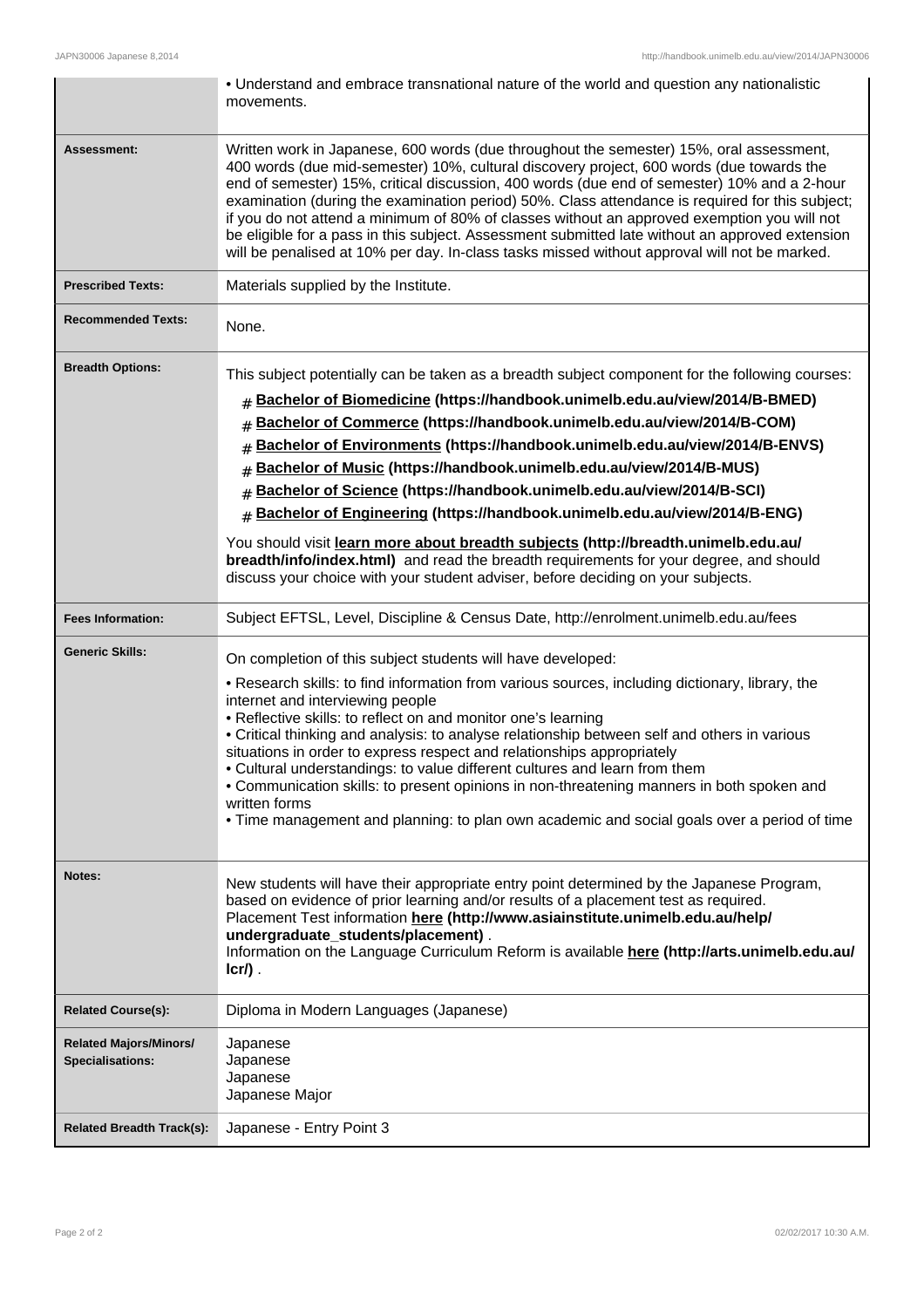| | |
|---|---|
| | • Understand and embrace transnational nature of the world and question any nationalistic movements. |
| **Assessment:** | Written work in Japanese, 600 words (due throughout the semester) 15%, oral assessment, 400 words (due mid-semester) 10%, cultural discovery project, 600 words (due towards the end of semester) 15%, critical discussion, 400 words (due end of semester) 10% and a 2-hour examination (during the examination period) 50%. Class attendance is required for this subject; if you do not attend a minimum of 80% of classes without an approved exemption you will not be eligible for a pass in this subject. Assessment submitted late without an approved extension will be penalised at 10% per day. In-class tasks missed without approval will not be marked. |
| **Prescribed Texts:** | Materials supplied by the Institute. |
| **Recommended Texts:** | None. |
| **Breadth Options:** | This subject potentially can be taken as a breadth subject component for the following courses:<br># **Bachelor of Biomedicine (https://handbook.unimelb.edu.au/view/2014/B-BMED)**<br># **Bachelor of Commerce (https://handbook.unimelb.edu.au/view/2014/B-COM)**<br># **Bachelor of Environments (https://handbook.unimelb.edu.au/view/2014/B-ENVS)**<br># **Bachelor of Music (https://handbook.unimelb.edu.au/view/2014/B-MUS)**<br># **Bachelor of Science (https://handbook.unimelb.edu.au/view/2014/B-SCI)**<br># **Bachelor of Engineering (https://handbook.unimelb.edu.au/view/2014/B-ENG)**<br>You should visit **learn more about breadth subjects (http://breadth.unimelb.edu.au/breadth/info/index.html)** and read the breadth requirements for your degree, and should discuss your choice with your student adviser, before deciding on your subjects. |
| **Fees Information:** | Subject EFTSL, Level, Discipline & Census Date, http://enrolment.unimelb.edu.au/fees |
| **Generic Skills:** | On completion of this subject students will have developed:<br>• Research skills: to find information from various sources, including dictionary, library, the internet and interviewing people<br>• Reflective skills: to reflect on and monitor one's learning<br>• Critical thinking and analysis: to analyse relationship between self and others in various situations in order to express respect and relationships appropriately<br>• Cultural understandings: to value different cultures and learn from them<br>• Communication skills: to present opinions in non-threatening manners in both spoken and written forms<br>• Time management and planning: to plan own academic and social goals over a period of time |
| **Notes:** | New students will have their appropriate entry point determined by the Japanese Program, based on evidence of prior learning and/or results of a placement test as required. Placement Test information **here (http://www.asiainstitute.unimelb.edu.au/help/undergraduate_students/placement)** .<br>Information on the Language Curriculum Reform is available **here (http://arts.unimelb.edu.au/lcr/)** . |
| **Related Course(s):** | Diploma in Modern Languages (Japanese) |
| **Related Majors/Minors/ Specialisations:** | Japanese<br>Japanese<br>Japanese<br>Japanese Major |
| **Related Breadth Track(s):** | Japanese - Entry Point 3 |